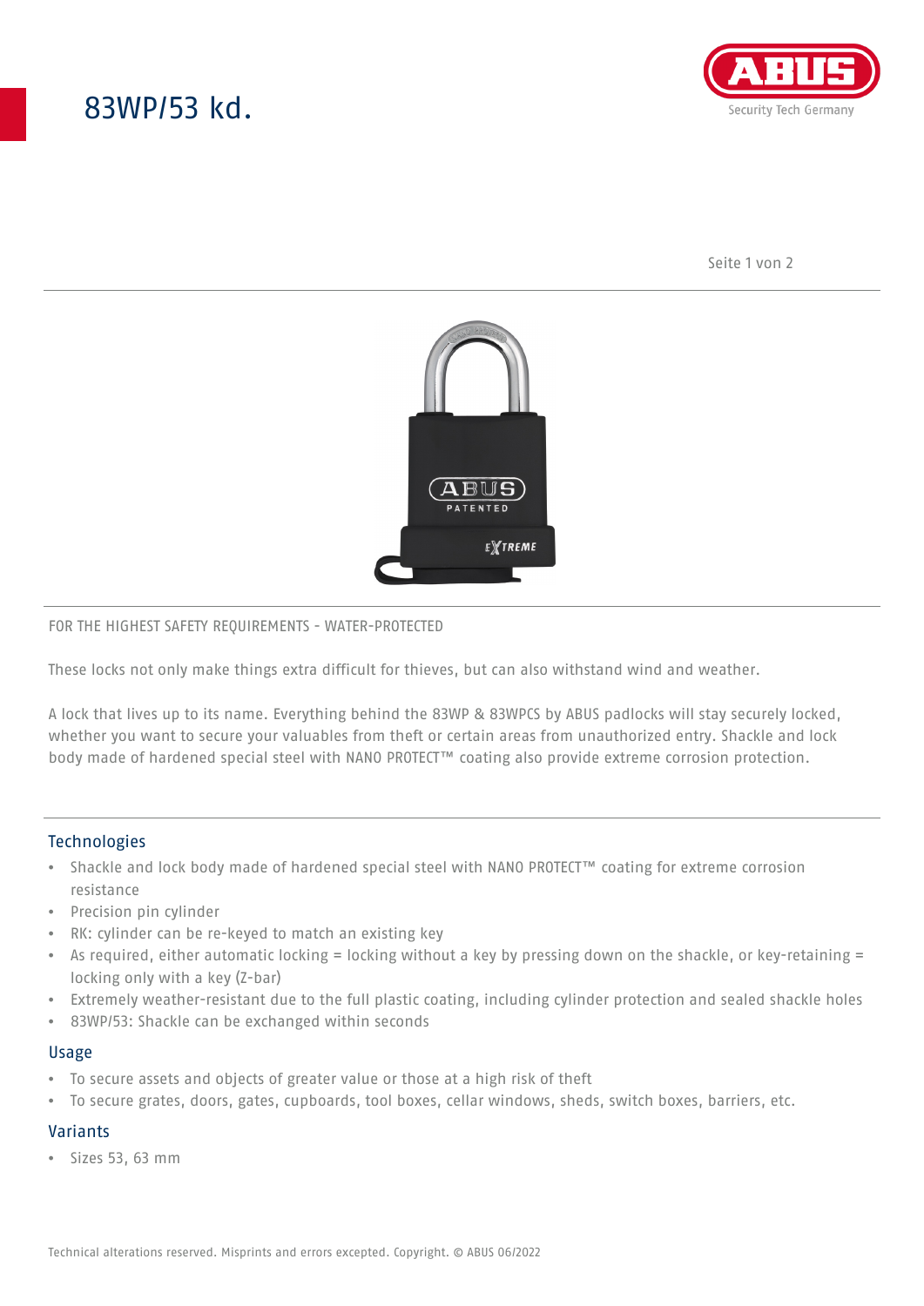# 83WP/53 kd.

FOR THE HIGHEST SAFETY REQUIREMENTS - WATER-PROTECTED

These locks not only make things extra difficult for thieves, but can also withstand wind and weather.

A lock that lives up to its name. Everything behind the 83WP & 83WPCS by ABUS padlocks will stay securely locked, whether you want to secure your valuables from theft or certain areas from unauthorized entry. Shackle and lock body made of hardened special steel with NANO PROTECT™ coating also provide extreme corrosion protection.

## Technologies

- Shackle and lock body made of hardened special steel with NANO PROTECT™ coating for extreme corrosion resistance
- Precision pin cylinder
- RK: cylinder can be re-keyed to match an existing key
- As required, either automatic locking = locking without a key by pressing down on the shackle, or key-retaining = locking only with a key (Z-bar)
- Extremely weather-resistant due to the full plastic coating, including cylinder protection and sealed shackle holes
- 83WP/53: Shackle can be exchanged within seconds

## Usage

- To secure assets and objects of greater value or those at a high risk of theft
- To secure grates, doors, gates, cupboards, tool boxes, cellar windows, sheds, switch boxes, barriers, etc.

## Variants

- Sizes 53, 63 mm

Technical alterations reserved. Misprints and errors excepted. Copyright. © ABUS 06/2022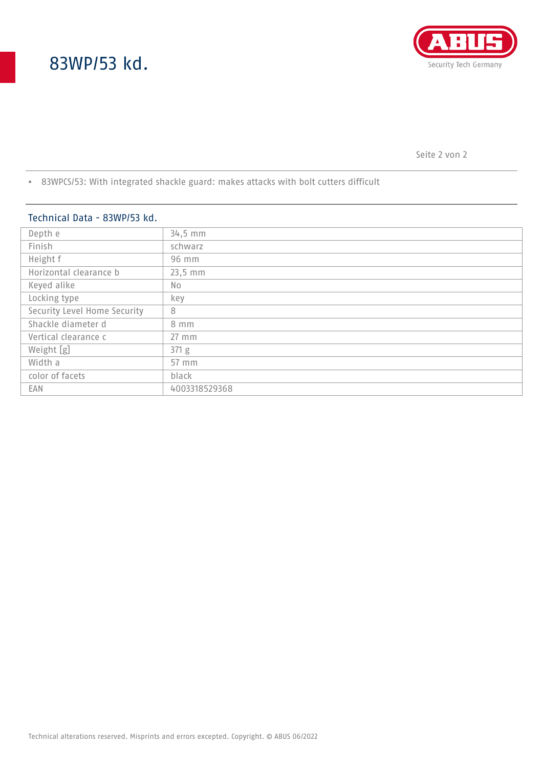# 83WP/53 kd.

- 83WPCS/53: With integrated shackle guard: makes attacks with bolt cutters difficult

## Technical Data - 83WP/53 kd.

| | |
|---|---|
| Depth e | 34,5 mm |
| Finish | schwarz |
| Height f | 96 mm |
| Horizontal clearance b | 23,5 mm |
| Keyed alike | No |
| Locking type | key |
| Security Level Home Security | 8 |
| Shackle diameter d | 8 mm |
| Vertical clearance c | 27 mm |
| Weight [g] | 371 g |
| Width a | 57 mm |
| color of facets | black |
| EAN | 4003318529368 |

Technical alterations reserved. Misprints and errors excepted. Copyright. © ABUS 06/2022